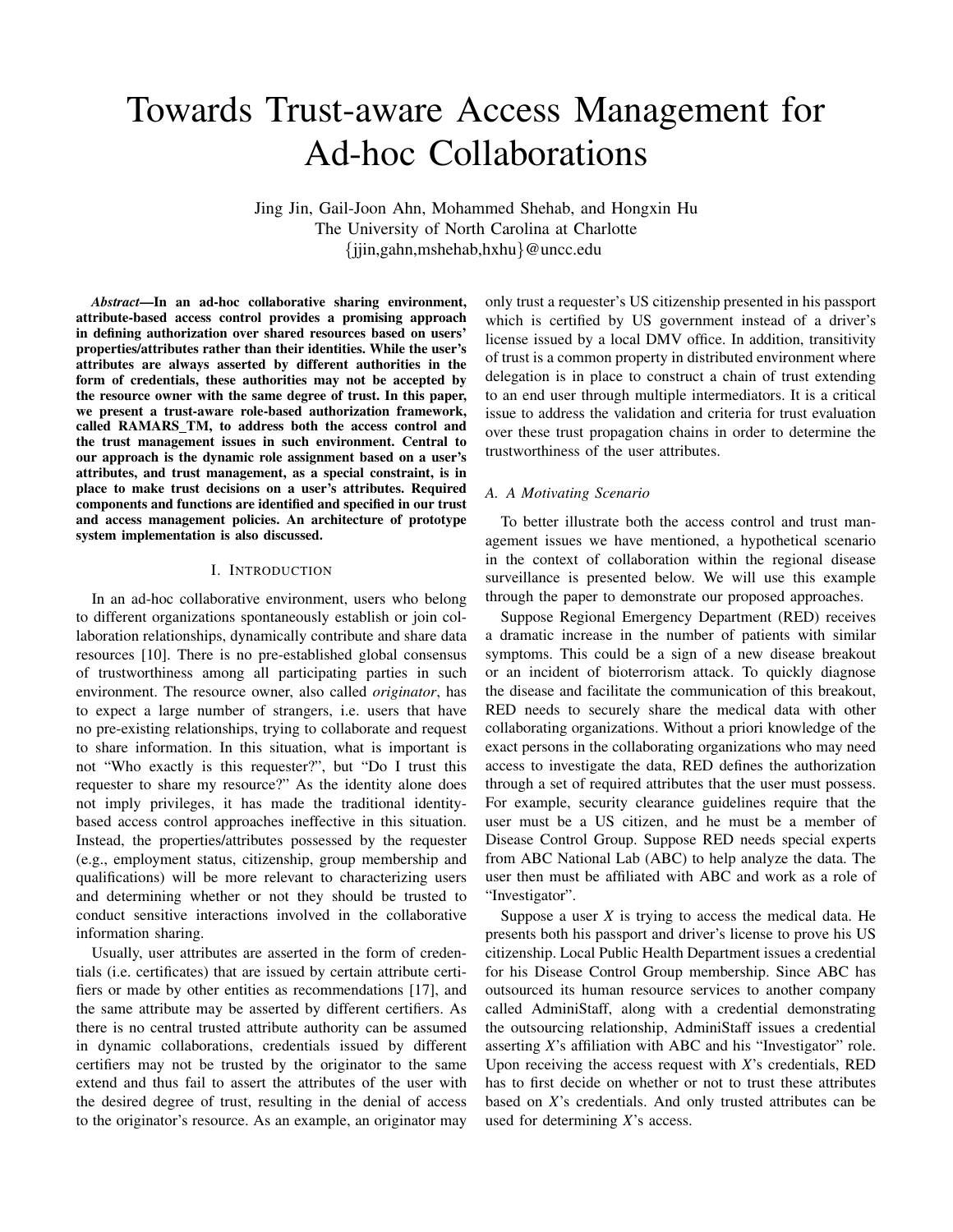# Towards Trust-aware Access Management for Ad-hoc Collaborations

Jing Jin, Gail-Joon Ahn, Mohammed Shehab, and Hongxin Hu
The University of North Carolina at Charlotte
{jjin,gahn,mshehab,hxhu}@uncc.edu

***Abstract*—In an ad-hoc collaborative sharing environment, attribute-based access control provides a promising approach in defining authorization over shared resources based on users' properties/attributes rather than their identities. While the user's attributes are always asserted by different authorities in the form of credentials, these authorities may not be accepted by the resource owner with the same degree of trust. In this paper, we present a trust-aware role-based authorization framework, called RAMARS_TM, to address both the access control and the trust management issues in such environment. Central to our approach is the dynamic role assignment based on a user's attributes, and trust management, as a special constraint, is in place to make trust decisions on a user's attributes. Required components and functions are identified and specified in our trust and access management policies. An architecture of prototype system implementation is also discussed.**

## I. Introduction

In an ad-hoc collaborative environment, users who belong to different organizations spontaneously establish or join collaboration relationships, dynamically contribute and share data resources [10]. There is no pre-established global consensus of trustworthiness among all participating parties in such environment. The resource owner, also called *originator*, has to expect a large number of strangers, i.e. users that have no pre-existing relationships, trying to collaborate and request to share information. In this situation, what is important is not "Who exactly is this requester?", but "Do I trust this requester to share my resource?" As the identity alone does not imply privileges, it has made the traditional identity-based access control approaches ineffective in this situation. Instead, the properties/attributes possessed by the requester (e.g., employment status, citizenship, group membership and qualifications) will be more relevant to characterizing users and determining whether or not they should be trusted to conduct sensitive interactions involved in the collaborative information sharing.

Usually, user attributes are asserted in the form of credentials (i.e. certificates) that are issued by certain attribute certifiers or made by other entities as recommendations [17], and the same attribute may be asserted by different certifiers. As there is no central trusted attribute authority can be assumed in dynamic collaborations, credentials issued by different certifiers may not be trusted by the originator to the same extend and thus fail to assert the attributes of the user with the desired degree of trust, resulting in the denial of access to the originator's resource. As an example, an originator may only trust a requester's US citizenship presented in his passport which is certified by US government instead of a driver's license issued by a local DMV office. In addition, transitivity of trust is a common property in distributed environment where delegation is in place to construct a chain of trust extending to an end user through multiple intermediators. It is a critical issue to address the validation and criteria for trust evaluation over these trust propagation chains in order to determine the trustworthiness of the user attributes.

### A. A Motivating Scenario

To better illustrate both the access control and trust management issues we have mentioned, a hypothetical scenario in the context of collaboration within the regional disease surveillance is presented below. We will use this example through the paper to demonstrate our proposed approaches.

Suppose Regional Emergency Department (RED) receives a dramatic increase in the number of patients with similar symptoms. This could be a sign of a new disease breakout or an incident of bioterrorism attack. To quickly diagnose the disease and facilitate the communication of this breakout, RED needs to securely share the medical data with other collaborating organizations. Without a priori knowledge of the exact persons in the collaborating organizations who may need access to investigate the data, RED defines the authorization through a set of required attributes that the user must possess. For example, security clearance guidelines require that the user must be a US citizen, and he must be a member of Disease Control Group. Suppose RED needs special experts from ABC National Lab (ABC) to help analyze the data. The user then must be affiliated with ABC and work as a role of "Investigator".

Suppose a user *X* is trying to access the medical data. He presents both his passport and driver's license to prove his US citizenship. Local Public Health Department issues a credential for his Disease Control Group membership. Since ABC has outsourced its human resource services to another company called AdminiStaff, along with a credential demonstrating the outsourcing relationship, AdminiStaff issues a credential asserting *X*'s affiliation with ABC and his "Investigator" role. Upon receiving the access request with *X*'s credentials, RED has to first decide on whether or not to trust these attributes based on *X*'s credentials. And only trusted attributes can be used for determining *X*'s access.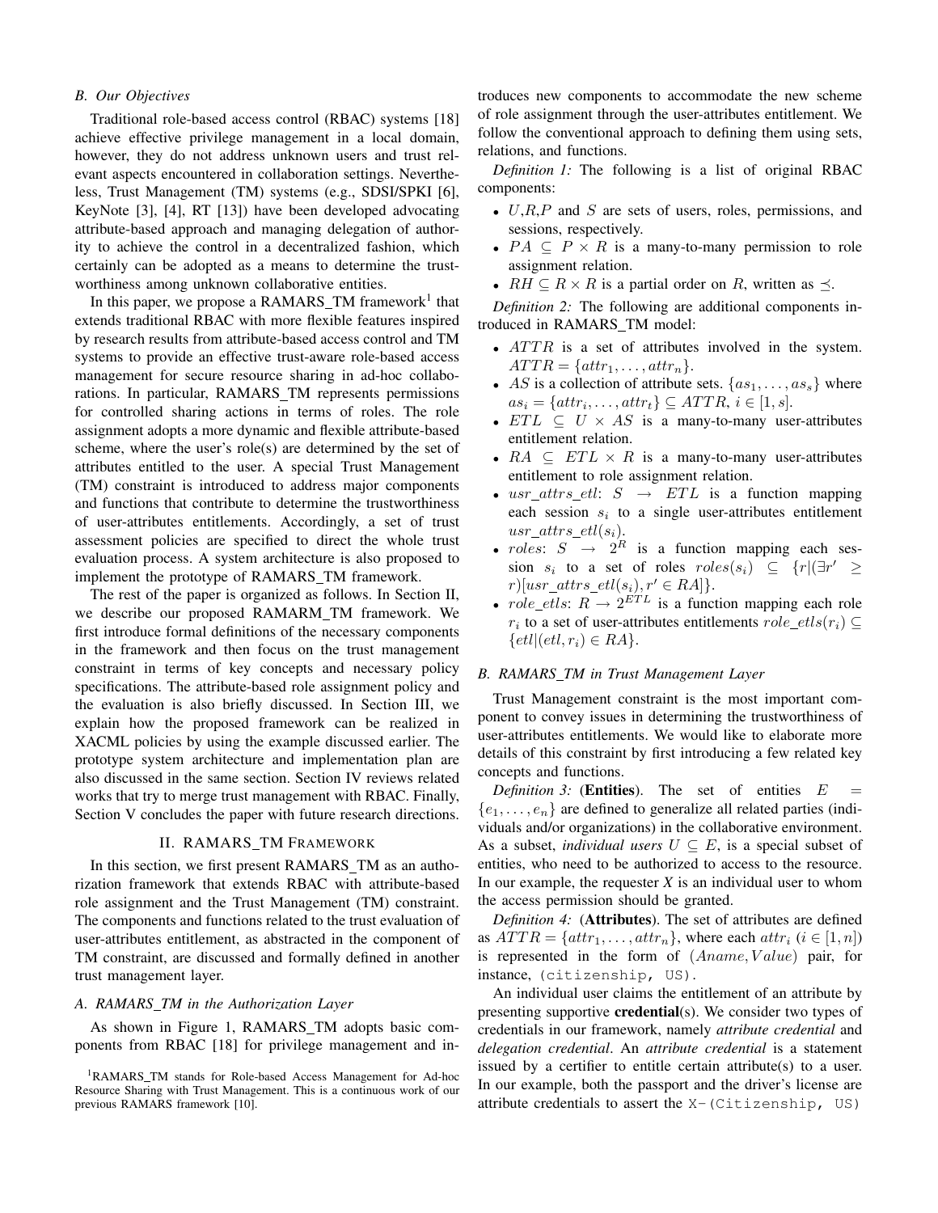### B. Our Objectives

Traditional role-based access control (RBAC) systems [18] achieve effective privilege management in a local domain, however, they do not address unknown users and trust relevant aspects encountered in collaboration settings. Nevertheless, Trust Management (TM) systems (e.g., SDSI/SPKI [6], KeyNote [3], [4], RT [13]) have been developed advocating attribute-based approach and managing delegation of authority to achieve the control in a decentralized fashion, which certainly can be adopted as a means to determine the trustworthiness among unknown collaborative entities.

In this paper, we propose a RAMARS_TM framework[1] that extends traditional RBAC with more flexible features inspired by research results from attribute-based access control and TM systems to provide an effective trust-aware role-based access management for secure resource sharing in ad-hoc collaborations. In particular, RAMARS_TM represents permissions for controlled sharing actions in terms of roles. The role assignment adopts a more dynamic and flexible attribute-based scheme, where the user's role(s) are determined by the set of attributes entitled to the user. A special Trust Management (TM) constraint is introduced to address major components and functions that contribute to determine the trustworthiness of user-attributes entitlements. Accordingly, a set of trust assessment policies are specified to direct the whole trust evaluation process. A system architecture is also proposed to implement the prototype of RAMARS_TM framework.

The rest of the paper is organized as follows. In Section II, we describe our proposed RAMARM_TM framework. We first introduce formal definitions of the necessary components in the framework and then focus on the trust management constraint in terms of key concepts and necessary policy specifications. The attribute-based role assignment policy and the evaluation is also briefly discussed. In Section III, we explain how the proposed framework can be realized in XACML policies by using the example discussed earlier. The prototype system architecture and implementation plan are also discussed in the same section. Section IV reviews related works that try to merge trust management with RBAC. Finally, Section V concludes the paper with future research directions.

## II. RAMARS_TM Framework

In this section, we first present RAMARS_TM as an authorization framework that extends RBAC with attribute-based role assignment and the Trust Management (TM) constraint. The components and functions related to the trust evaluation of user-attributes entitlement, as abstracted in the component of TM constraint, are discussed and formally defined in another trust management layer.

### A. RAMARS_TM in the Authorization Layer

As shown in Figure 1, RAMARS_TM adopts basic components from RBAC [18] for privilege management and introduces new components to accommodate the new scheme of role assignment through the user-attributes entitlement. We follow the conventional approach to defining them using sets, relations, and functions.

*Definition 1:* The following is a list of original RBAC components:

- $U$,$R$,$P$ and $S$ are sets of users, roles, permissions, and sessions, respectively.
- $PA \subseteq P \times R$ is a many-to-many permission to role assignment relation.
- $RH \subseteq R \times R$ is a partial order on $R$, written as $\preceq$.

*Definition 2:* The following are additional components introduced in RAMARS_TM model:

- $ATTR$ is a set of attributes involved in the system. $ATTR = \{attr_1, \ldots, attr_n\}$.
- $AS$ is a collection of attribute sets. $\{as_1, \ldots, as_s\}$ where $as_i = \{attr_i, \ldots, attr_t\} \subseteq ATTR$, $i \in [1, s]$.
- $ETL \subseteq U \times AS$ is a many-to-many user-attributes entitlement relation.
- $RA \subseteq ETL \times R$ is a many-to-many user-attributes entitlement to role assignment relation.
- $usr\_attrs\_etl$: $S \rightarrow ETL$ is a function mapping each session $s_i$ to a single user-attributes entitlement $usr\_attrs\_etl(s_i)$.
- $roles$: $S \rightarrow 2^R$ is a function mapping each session $s_i$ to a set of roles $roles(s_i) \subseteq \{r|(\exists r' \geq r)[usr\_attrs\_etl(s_i), r' \in RA]\}$.
- $role\_etls$: $R \rightarrow 2^{ETL}$ is a function mapping each role $r_i$ to a set of user-attributes entitlements $role\_etls(r_i) \subseteq \{etl|(etl, r_i) \in RA\}$.

### B. RAMARS_TM in Trust Management Layer

Trust Management constraint is the most important component to convey issues in determining the trustworthiness of user-attributes entitlements. We would like to elaborate more details of this constraint by first introducing a few related key concepts and functions.

*Definition 3:* (**Entities**). The set of entities $E = \{e_1, \ldots, e_n\}$ are defined to generalize all related parties (individuals and/or organizations) in the collaborative environment. As a subset, *individual users* $U \subseteq E$, is a special subset of entities, who need to be authorized to access to the resource. In our example, the requester *X* is an individual user to whom the access permission should be granted.

*Definition 4:* (**Attributes**). The set of attributes are defined as $ATTR = \{attr_1, \ldots, attr_n\}$, where each $attr_i$ ($i \in [1, n]$) is represented in the form of $(Aname, Value)$ pair, for instance, `(citizenship, US)`.

An individual user claims the entitlement of an attribute by presenting supportive **credential**(s). We consider two types of credentials in our framework, namely *attribute credential* and *delegation credential*. An *attribute credential* is a statement issued by a certifier to entitle certain attribute(s) to a user. In our example, both the passport and the driver's license are attribute credentials to assert the `X-(Citizenship, US)`

[1] RAMARS_TM stands for Role-based Access Management for Ad-hoc Resource Sharing with Trust Management. This is a continuous work of our previous RAMARS framework [10].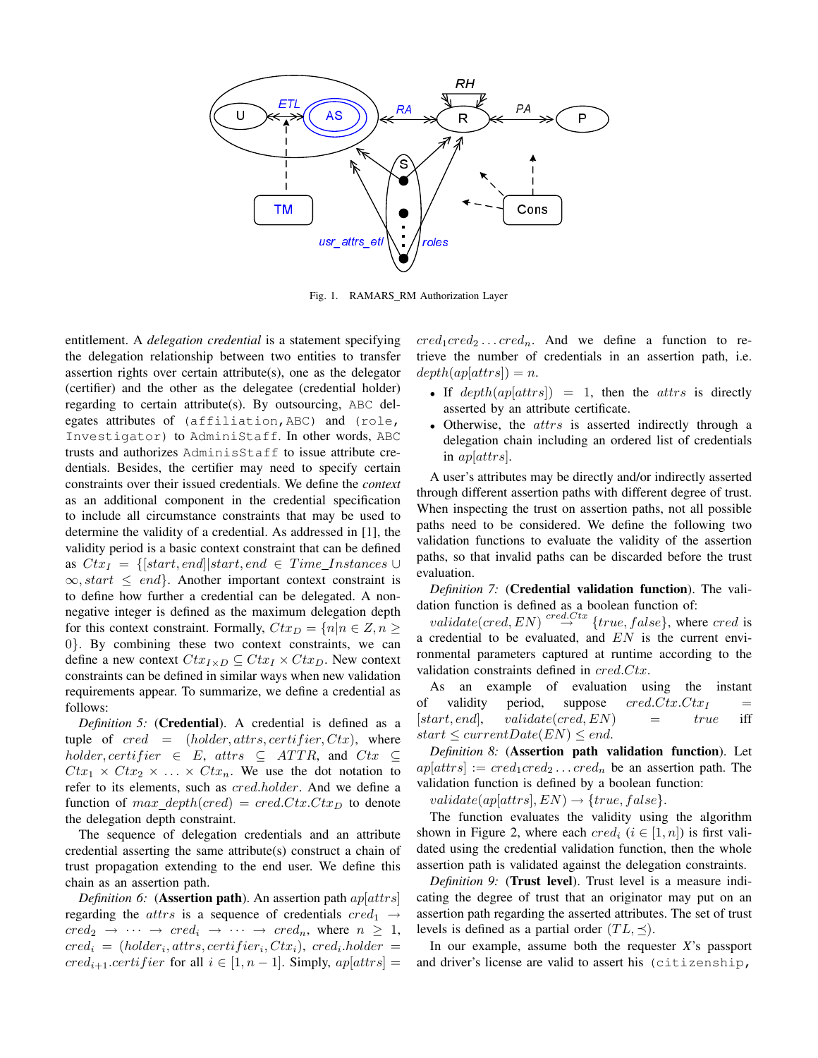Fig. 1. RAMARS_RM Authorization Layer

entitlement. A *delegation credential* is a statement specifying the delegation relationship between two entities to transfer assertion rights over certain attribute(s), one as the delegator (certifier) and the other as the delegatee (credential holder) regarding to certain attribute(s). By outsourcing, `ABC` delegates attributes of `(affiliation,ABC)` and `(role, Investigator)` to `AdminiStaff`. In other words, `ABC` trusts and authorizes `AdminisStaff` to issue attribute credentials. Besides, the certifier may need to specify certain constraints over their issued credentials. We define the *context* as an additional component in the credential specification to include all circumstance constraints that may be used to determine the validity of a credential. As addressed in [1], the validity period is a basic context constraint that can be defined as $Ctx_I = \{[start, end] | start, end \in Time\_Instances \cup \infty, start \leq end\}$. Another important context constraint is to define how further a credential can be delegated. A non-negative integer is defined as the maximum delegation depth for this context constraint. Formally, $Ctx_D = \{n | n \in Z, n \geq 0\}$. By combining these two context constraints, we can define a new context $Ctx_{I \times D} \subseteq Ctx_I \times Ctx_D$. New context constraints can be defined in similar ways when new validation requirements appear. To summarize, we define a credential as follows:

*Definition 5:* (**Credential**). A credential is defined as a tuple of $cred = (holder, attrs, certifier, Ctx)$, where $holder, certifier \in E$, $attrs \subseteq ATTR$, and $Ctx \subseteq Ctx_1 \times Ctx_2 \times \ldots \times Ctx_n$. We use the dot notation to refer to its elements, such as $cred.holder$. And we define a function of $max\_depth(cred) = cred.Ctx.Ctx_D$ to denote the delegation depth constraint.

The sequence of delegation credentials and an attribute credential asserting the same attribute(s) construct a chain of trust propagation extending to the end user. We define this chain as an assertion path.

*Definition 6:* (**Assertion path**). An assertion path $ap[attrs]$ regarding the $attrs$ is a sequence of credentials $cred_1 \rightarrow cred_2 \rightarrow \cdots \rightarrow cred_i \rightarrow \cdots \rightarrow cred_n$, where $n \geq 1$, $cred_i = (holder_i, attrs, certifier_i, Ctx_i)$, $cred_i.holder = cred_{i+1}.certifier$ for all $i \in [1, n-1]$. Simply, $ap[attrs] = cred_1 cred_2 \ldots cred_n$. And we define a function to retrieve the number of credentials in an assertion path, i.e. $depth(ap[attrs]) = n$.

- If $depth(ap[attrs]) = 1$, then the $attrs$ is directly asserted by an attribute certificate.
- Otherwise, the $attrs$ is asserted indirectly through a delegation chain including an ordered list of credentials in $ap[attrs]$.

A user's attributes may be directly and/or indirectly asserted through different assertion paths with different degree of trust. When inspecting the trust on assertion paths, not all possible paths need to be considered. We define the following two validation functions to evaluate the validity of the assertion paths, so that invalid paths can be discarded before the trust evaluation.

*Definition 7:* (**Credential validation function**). The validation function is defined as a boolean function of:

$validate(cred, EN) \overset{cred.Ctx}{\rightarrow} \{true, false\}$, where $cred$ is a credential to be evaluated, and $EN$ is the current environmental parameters captured at runtime according to the validation constraints defined in $cred.Ctx$.

As an example of evaluation using the instant of validity period, suppose $cred.Ctx.Ctx_I = [start, end]$, $validate(cred, EN) = true$ iff $start \leq currentDate(EN) \leq end$.

*Definition 8:* (**Assertion path validation function**). Let $ap[attrs] := cred_1 cred_2 \ldots cred_n$ be an assertion path. The validation function is defined by a boolean function:

$validate(ap[attrs], EN) \rightarrow \{true, false\}$.

The function evaluates the validity using the algorithm shown in Figure 2, where each $cred_i$ ($i \in [1, n]$) is first validated using the credential validation function, then the whole assertion path is validated against the delegation constraints.

*Definition 9:* (**Trust level**). Trust level is a measure indicating the degree of trust that an originator may put on an assertion path regarding the asserted attributes. The set of trust levels is defined as a partial order $(TL, \preceq)$.

In our example, assume both the requester $X$'s passport and driver's license are valid to assert his `(citizenship,`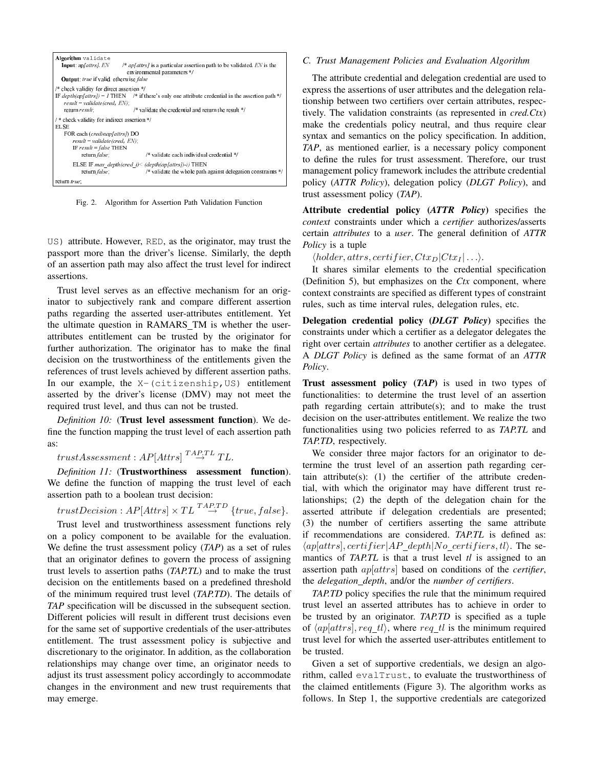```
Algorithm validate
  Input: ap[attrs], EN      /* ap[attrs] is a particular assertion path to be validated. EN is the
                               environmental parameters */
  Output: true if valid otherwise false

/* check validity for direct assertion */
IF depth(ap[attrs]) = 1 THEN    /* if there's only one attribute credential in the assertion path */
    result = validate(cred, EN);
    return result;               /* validate the credential and return the result */
/ * check validity for indirect assertion */
ELSE
    FOR each (cred∈ap[attrs]) DO
        result = validate(cred, EN);
        IF result = false THEN
            return false;        /* validate each individual credential */
        ELSE IF max_depth(cred_i)< (depth(ap[attrs])-i) THEN
            return false;        /* validate the whole path against delegation constraints */
return true;
```

Fig. 2. Algorithm for Assertion Path Validation Function

US) attribute. However, RED, as the originator, may trust the passport more than the driver's license. Similarly, the depth of an assertion path may also affect the trust level for indirect assertions.

Trust level serves as an effective mechanism for an originator to subjectively rank and compare different assertion paths regarding the asserted user-attributes entitlement. Yet the ultimate question in RAMARS_TM is whether the user-attributes entitlement can be trusted by the originator for further authorization. The originator has to make the final decision on the trustworthiness of the entitlements given the references of trust levels achieved by different assertion paths. In our example, the X-(citizenship,US) entitlement asserted by the driver's license (DMV) may not meet the required trust level, and thus can not be trusted.

*Definition 10:* (**Trust level assessment function**). We define the function mapping the trust level of each assertion path as:

$trustAssessment : AP[Attrs] \stackrel{TAP.TL}{\rightarrow} TL.$

*Definition 11:* (**Trustworthiness assessment function**). We define the function of mapping the trust level of each assertion path to a boolean trust decision:

$trustDecision : AP[Attrs] \times TL \stackrel{TAP.TD}{\rightarrow} \{true, false\}.$

Trust level and trustworthiness assessment functions rely on a policy component to be available for the evaluation. We define the trust assessment policy (*TAP*) as a set of rules that an originator defines to govern the process of assigning trust levels to assertion paths (*TAP.TL*) and to make the trust decision on the entitlements based on a predefined threshold of the minimum required trust level (*TAP.TD*). The details of *TAP* specification will be discussed in the subsequent section. Different policies will result in different trust decisions even for the same set of supportive credentials of the user-attributes entitlement. The trust assessment policy is subjective and discretionary to the originator. In addition, as the collaboration relationships may change over time, an originator needs to adjust its trust assessment policy accordingly to accommodate changes in the environment and new trust requirements that may emerge.

### C. Trust Management Policies and Evaluation Algorithm

The attribute credential and delegation credential are used to express the assertions of user attributes and the delegation relationship between two certifiers over certain attributes, respectively. The validation constraints (as represented in *cred.Ctx*) make the credentials policy neutral, and thus require clear syntax and semantics on the policy specification. In addition, *TAP*, as mentioned earlier, is a necessary policy component to define the rules for trust assessment. Therefore, our trust management policy framework includes the attribute credential policy (*ATTR Policy*), delegation policy (*DLGT Policy*), and trust assessment policy (*TAP*).

**Attribute credential policy (*ATTR Policy*)** specifies the *context* constraints under which a *certifier* authorizes/asserts certain *attributes* to a *user*. The general definition of *ATTR Policy* is a tuple

$\langle holder, attrs, certifier, Ctx_D|Ctx_I| \ldots \rangle.$

It shares similar elements to the credential specification (Definition 5), but emphasizes on the *Ctx* component, where context constraints are specified as different types of constraint rules, such as time interval rules, delegation rules, etc.

**Delegation credential policy (*DLGT Policy*)** specifies the constraints under which a certifier as a delegator delegates the right over certain *attributes* to another certifier as a delegatee. A *DLGT Policy* is defined as the same format of an *ATTR Policy*.

**Trust assessment policy (*TAP*)** is used in two types of functionalities: to determine the trust level of an assertion path regarding certain attribute(s); and to make the trust decision on the user-attributes entitlement. We realize the two functionalities using two policies referred to as *TAP.TL* and *TAP.TD*, respectively.

We consider three major factors for an originator to determine the trust level of an assertion path regarding certain attribute(s): (1) the certifier of the attribute credential, with which the originator may have different trust relationships; (2) the depth of the delegation chain for the asserted attribute if delegation credentials are presented; (3) the number of certifiers asserting the same attribute if recommendations are considered. *TAP.TL* is defined as: $\langle ap[attrs], certifier|AP\_depth|No\_certifiers, tl\rangle$. The semantics of *TAP.TL* is that a trust level *tl* is assigned to an assertion path $ap[attrs]$ based on conditions of the *certifier*, the *delegation_depth*, and/or the *number of certifiers*.

*TAP.TD* policy specifies the rule that the minimum required trust level an asserted attributes has to achieve in order to be trusted by an originator. *TAP.TD* is specified as a tuple of $\langle ap[attrs], req\_tl\rangle$, where $req\_tl$ is the minimum required trust level for which the asserted user-attributes entitlement to be trusted.

Given a set of supportive credentials, we design an algorithm, called evalTrust, to evaluate the trustworthiness of the claimed entitlements (Figure 3). The algorithm works as follows. In Step 1, the supportive credentials are categorized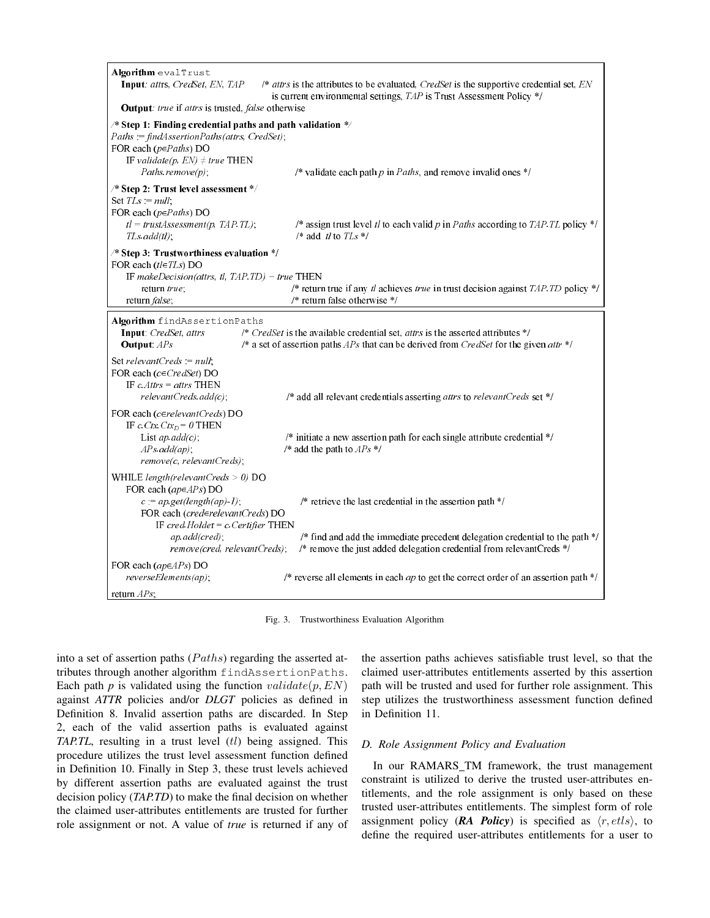```
Algorithm evalTrust
  Input: attrs, CredSet, EN, TAP      /* attrs is the attributes to be evaluated, CredSet is the supportive credential set, EN
                                         is current environmental settings, TAP is Trust Assessment Policy */
  Output: true if attrs is trusted, false otherwise

/* Step 1: Finding credential paths and path validation */
Paths := findAssertionPaths(attrs, CredSet);
FOR each (p∈Paths) DO
   IF validate(p, EN) ≠ true THEN
      Paths.remove(p);                  /* validate each path p in Paths, and remove invalid ones */

/* Step 2: Trust level assessment */
Set TLs := null;
FOR each (p∈Paths) DO
   tl = trustAssessment(p, TAP.TL);     /* assign trust level tl to each valid p in Paths according to TAP.TL policy */
   TLs.add(tl);                         /* add tl to TLs */

/* Step 3: Trustworthiness evaluation */
FOR each (tl∈TLs) DO
   IF makeDecision(attrs, tl, TAP.TD) = true THEN
      return true;                      /* return true if any tl achieves true in trust decision against TAP.TD policy */
   return false;                        /* return false otherwise */
```

```
Algorithm findAssertionPaths
  Input: CredSet, attrs         /* CredSet is the available credential set, attrs is the asserted attributes */
  Output: APs                   /* a set of assertion paths APs that can be derived from CredSet for the given attr */

Set relevantCreds := null;
FOR each (c∈CredSet) DO
   IF c.Attrs = attrs THEN
      relevantCreds.add(c);           /* add all relevant credentials asserting attrs to relevantCreds set */

FOR each (c∈relevantCreds) DO
   IF c.Ctx.Ctx_D = 0 THEN
      List ap.add(c);                 /* initiate a new assertion path for each single attribute credential */
      APs.add(ap);                    /* add the path to APs */
      remove(c, relevantCreds);

WHILE length(relevantCreds > 0) DO
   FOR each (ap∈APs) DO
      c := ap.get(length(ap)-1);      /* retrieve the last credential in the assertion path */
      FOR each (cred∈relevantCreds) DO
         IF cred.Holder = c.Certifier THEN
            ap.add(cred);             /* find and add the immediate precedent delegation credential to the path */
            remove(cred, relevantCreds);  /* remove the just added delegation credential from relevantCreds */

FOR each (ap∈APs) DO
   reverseElements(ap);               /* reverse all elements in each ap to get the correct order of an assertion path */

return APs;
```

Fig. 3. Trustworthiness Evaluation Algorithm

into a set of assertion paths ($Paths$) regarding the asserted attributes through another algorithm `findAssertionPaths`. Each path *p* is validated using the function $validate(p, EN)$ against *ATTR* policies and/or *DLGT* policies as defined in Definition 8. Invalid assertion paths are discarded. In Step 2, each of the valid assertion paths is evaluated against *TAP.TL*, resulting in a trust level ($tl$) being assigned. This procedure utilizes the trust level assessment function defined in Definition 10. Finally in Step 3, these trust levels achieved by different assertion paths are evaluated against the trust decision policy (*TAP.TD*) to make the final decision on whether the claimed user-attributes entitlements are trusted for further role assignment or not. A value of *true* is returned if any of the assertion paths achieves satisfiable trust level, so that the claimed user-attributes entitlements asserted by this assertion path will be trusted and used for further role assignment. This step utilizes the trustworthiness assessment function defined in Definition 11.

### D. Role Assignment Policy and Evaluation

In our RAMARS_TM framework, the trust management constraint is utilized to derive the trusted user-attributes entitlements, and the role assignment is only based on these trusted user-attributes entitlements. The simplest form of role assignment policy (***RA Policy***) is specified as $\langle r, etls \rangle$, to define the required user-attributes entitlements for a user to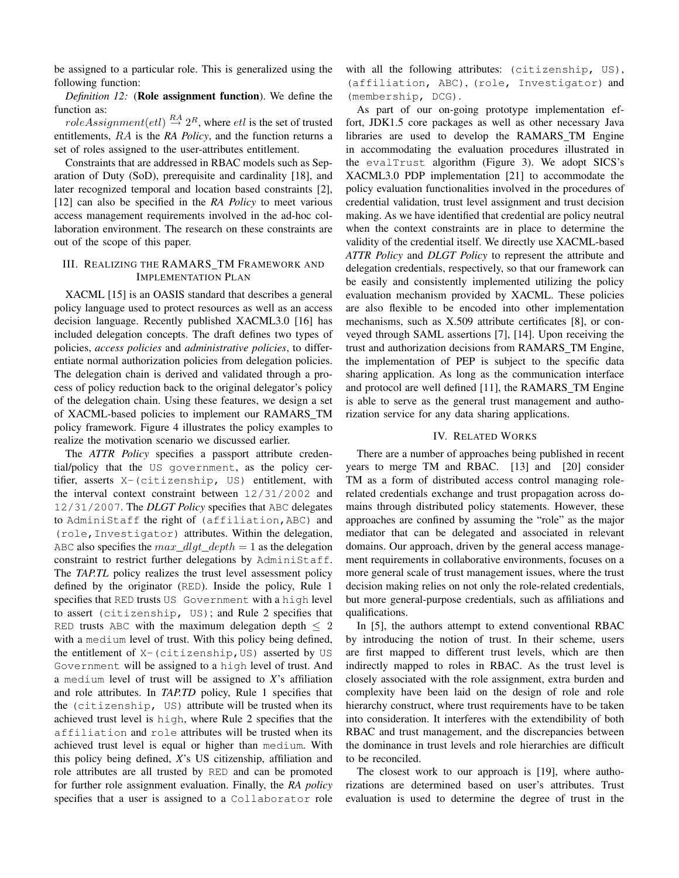be assigned to a particular role. This is generalized using the following function:

*Definition 12:* (**Role assignment function**). We define the function as:

$roleAssignment(etl) \stackrel{RA}{\rightarrow} 2^R$, where $etl$ is the set of trusted entitlements, $RA$ is the ***RA Policy***, and the function returns a set of roles assigned to the user-attributes entitlement.

Constraints that are addressed in RBAC models such as Separation of Duty (SoD), prerequisite and cardinality [18], and later recognized temporal and location based constraints [2], [12] can also be specified in the ***RA Policy*** to meet various access management requirements involved in the ad-hoc collaboration environment. The research on these constraints are out of the scope of this paper.

## III. Realizing the RAMARS_TM Framework and Implementation Plan

XACML [15] is an OASIS standard that describes a general policy language used to protect resources as well as an access decision language. Recently published XACML3.0 [16] has included delegation concepts. The draft defines two types of policies, *access policies* and *administrative policies*, to differentiate normal authorization policies from delegation policies. The delegation chain is derived and validated through a process of policy reduction back to the original delegator's policy of the delegation chain. Using these features, we design a set of XACML-based policies to implement our RAMARS_TM policy framework. Figure 4 illustrates the policy examples to realize the motivation scenario we discussed earlier.

The ***ATTR Policy*** specifies a passport attribute credential/policy that the `US government`, as the policy certifier, asserts `X-(citizenship, US)` entitlement, with the interval context constraint between `12/31/2002` and `12/31/2007`. The ***DLGT Policy*** specifies that `ABC` delegates to `AdminiStaff` the right of `(affiliation,ABC)` and `(role,Investigator)` attributes. Within the delegation, `ABC` also specifies the $max\_dlgt\_depth = 1$ as the delegation constraint to restrict further delegations by `AdminiStaff`. The ***TAP.TL*** policy realizes the trust level assessment policy defined by the originator (`RED`). Inside the policy, Rule 1 specifies that `RED` trusts `US Government` with a `high` level to assert `(citizenship, US)`; and Rule 2 specifies that `RED` trusts `ABC` with the maximum delegation depth $\leq 2$ with a `medium` level of trust. With this policy being defined, the entitlement of `X-(citizenship,US)` asserted by `US Government` will be assigned to a `high` level of trust. And a `medium` level of trust will be assigned to *X*'s affiliation and role attributes. In ***TAP.TD*** policy, Rule 1 specifies that the `(citizenship, US)` attribute will be trusted when its achieved trust level is `high`, where Rule 2 specifies that the `affiliation` and `role` attributes will be trusted when its achieved trust level is equal or higher than `medium`. With this policy being defined, *X*'s US citizenship, affiliation and role attributes are all trusted by `RED` and can be promoted for further role assignment evaluation. Finally, the ***RA policy*** specifies that a user is assigned to a `Collaborator` role with all the following attributes: `(citizenship, US)`, `(affiliation, ABC)`, `(role, Investigator)` and `(membership, DCG)`.

As part of our on-going prototype implementation effort, JDK1.5 core packages as well as other necessary Java libraries are used to develop the RAMARS_TM Engine in accommodating the evaluation procedures illustrated in the `evalTrust` algorithm (Figure 3). We adopt SICS's XACML3.0 PDP implementation [21] to accommodate the policy evaluation functionalities involved in the procedures of credential validation, trust level assignment and trust decision making. As we have identified that credential are policy neutral when the context constraints are in place to determine the validity of the credential itself. We directly use XACML-based ***ATTR Policy*** and ***DLGT Policy*** to represent the attribute and delegation credentials, respectively, so that our framework can be easily and consistently implemented utilizing the policy evaluation mechanism provided by XACML. These policies are also flexible to be encoded into other implementation mechanisms, such as X.509 attribute certificates [8], or conveyed through SAML assertions [7], [14]. Upon receiving the trust and authorization decisions from RAMARS_TM Engine, the implementation of PEP is subject to the specific data sharing application. As long as the communication interface and protocol are well defined [11], the RAMARS_TM Engine is able to serve as the general trust management and authorization service for any data sharing applications.

## IV. Related Works

There are a number of approaches being published in recent years to merge TM and RBAC. [13] and [20] consider TM as a form of distributed access control managing role-related credentials exchange and trust propagation across domains through distributed policy statements. However, these approaches are confined by assuming the "role" as the major mediator that can be delegated and associated in relevant domains. Our approach, driven by the general access management requirements in collaborative environments, focuses on a more general scale of trust management issues, where the trust decision making relies on not only the role-related credentials, but more general-purpose credentials, such as affiliations and qualifications.

In [5], the authors attempt to extend conventional RBAC by introducing the notion of trust. In their scheme, users are first mapped to different trust levels, which are then indirectly mapped to roles in RBAC. As the trust level is closely associated with the role assignment, extra burden and complexity have been laid on the design of role and role hierarchy construct, where trust requirements have to be taken into consideration. It interferes with the extendibility of both RBAC and trust management, and the discrepancies between the dominance in trust levels and role hierarchies are difficult to be reconciled.

The closest work to our approach is [19], where authorizations are determined based on user's attributes. Trust evaluation is used to determine the degree of trust in the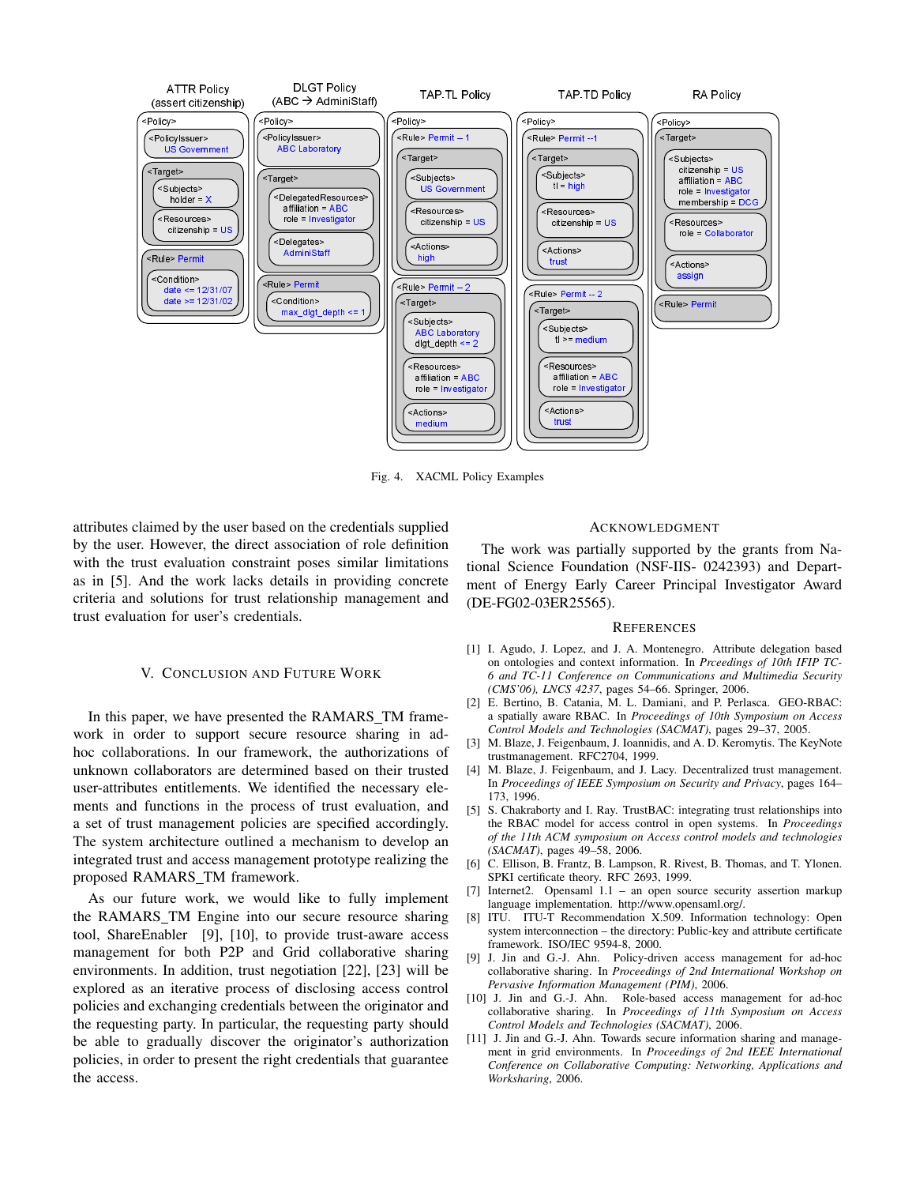ATTR Policy (assert citizenship)

```
<Policy>
  <PolicyIssuer>
    US Government
  <Target>
    <Subjects>
      holder = X
    <Resources>
      citizenship = US
  <Rule> Permit
    <Condition>
      date <= 12/31/07
      date >= 12/31/02
```

DLGT Policy (ABC → AdminiStaff)

```
<Policy>
  <PolicyIssuer>
    ABC Laboratory
  <Target>
    <DelegatedResources>
      affiliation = ABC
      role = Investigator
    <Delegates>
      AdminiStaff
  <Rule> Permit
    <Condition>
      max_dlgt_depth <= 1
```

TAP.TL Policy

```
<Policy>
  <Rule> Permit – 1
    <Target>
      <Subjects>
        US Government
      <Resources>
        citizenship = US
      <Actions>
        high
  <Rule> Permit – 2
    <Target>
      <Subjects>
        ABC Laboratory
        dlgt_depth <= 2
      <Resources>
        affiliation = ABC
        role = Investigator
      <Actions>
        medium
```

TAP.TD Policy

```
<Policy>
  <Rule> Permit --1
    <Target>
      <Subjects>
        tl = high
      <Resources>
        citizenship = US
      <Actions>
        trust
  <Rule> Permit -- 2
    <Target>
      <Subjects>
        tl >= medium
      <Resources>
        affiliation = ABC
        role = Investigator
      <Actions>
        trust
```

RA Policy

```
<Policy>
  <Target>
    <Subjects>
      citizenship = US
      affiliation = ABC
      role = Investigator
      membership = DCG
    <Resources>
      role = Collaborator
    <Actions>
      assign
  <Rule> Permit
```

Fig. 4. XACML Policy Examples

attributes claimed by the user based on the credentials supplied by the user. However, the direct association of role definition with the trust evaluation constraint poses similar limitations as in [5]. And the work lacks details in providing concrete criteria and solutions for trust relationship management and trust evaluation for user's credentials.

## V. Conclusion and Future Work

In this paper, we have presented the RAMARS_TM framework in order to support secure resource sharing in ad-hoc collaborations. In our framework, the authorizations of unknown collaborators are determined based on their trusted user-attributes entitlements. We identified the necessary elements and functions in the process of trust evaluation, and a set of trust management policies are specified accordingly. The system architecture outlined a mechanism to develop an integrated trust and access management prototype realizing the proposed RAMARS_TM framework.

As our future work, we would like to fully implement the RAMARS_TM Engine into our secure resource sharing tool, ShareEnabler [9], [10], to provide trust-aware access management for both P2P and Grid collaborative sharing environments. In addition, trust negotiation [22], [23] will be explored as an iterative process of disclosing access control policies and exchanging credentials between the originator and the requesting party. In particular, the requesting party should be able to gradually discover the originator's authorization policies, in order to present the right credentials that guarantee the access.

## Acknowledgment

The work was partially supported by the grants from National Science Foundation (NSF-IIS- 0242393) and Department of Energy Early Career Principal Investigator Award (DE-FG02-03ER25565).

## References

[1] I. Agudo, J. Lopez, and J. A. Montenegro. Attribute delegation based on ontologies and context information. In *Prceedings of 10th IFIP TC-6 and TC-11 Conference on Communications and Multimedia Security (CMS'06), LNCS 4237*, pages 54–66. Springer, 2006.

[2] E. Bertino, B. Catania, M. L. Damiani, and P. Perlasca. GEO-RBAC: a spatially aware RBAC. In *Proceedings of 10th Symposium on Access Control Models and Technologies (SACMAT)*, pages 29–37, 2005.

[3] M. Blaze, J. Feigenbaum, J. Ioannidis, and A. D. Keromytis. The KeyNote trustmanagement. RFC2704, 1999.

[4] M. Blaze, J. Feigenbaum, and J. Lacy. Decentralized trust management. In *Proceedings of IEEE Symposium on Security and Privacy*, pages 164–173, 1996.

[5] S. Chakraborty and I. Ray. TrustBAC: integrating trust relationships into the RBAC model for access control in open systems. In *Proceedings of the 11th ACM symposium on Access control models and technologies (SACMAT)*, pages 49–58, 2006.

[6] C. Ellison, B. Frantz, B. Lampson, R. Rivest, B. Thomas, and T. Ylonen. SPKI certificate theory. RFC 2693, 1999.

[7] Internet2. Opensaml 1.1 – an open source security assertion markup language implementation. http://www.opensaml.org/.

[8] ITU. ITU-T Recommendation X.509. Information technology: Open system interconnection – the directory: Public-key and attribute certificate framework. ISO/IEC 9594-8, 2000.

[9] J. Jin and G.-J. Ahn. Policy-driven access management for ad-hoc collaborative sharing. In *Proceedings of 2nd International Workshop on Pervasive Information Management (PIM)*, 2006.

[10] J. Jin and G.-J. Ahn. Role-based access management for ad-hoc collaborative sharing. In *Proceedings of 11th Symposium on Access Control Models and Technologies (SACMAT)*, 2006.

[11] J. Jin and G.-J. Ahn. Towards secure information sharing and management in grid environments. In *Proceedings of 2nd IEEE International Conference on Collaborative Computing: Networking, Applications and Worksharing*, 2006.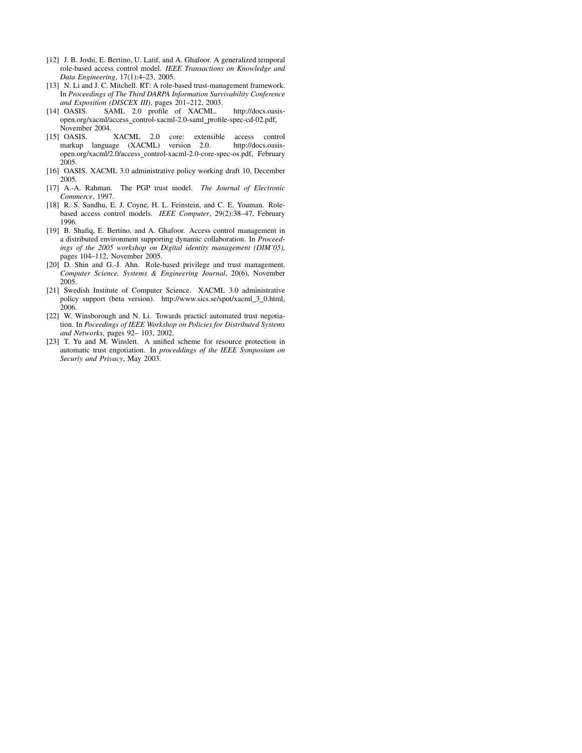[12] J. B. Joshi, E. Bertino, U. Latif, and A. Ghafoor. A generalized temporal role-based access control model. *IEEE Transactions on Knowledge and Data Engineering*, 17(1):4–23, 2005.

[13] N. Li and J. C. Mitchell. RT: A role-based trust-management framework. In *Proceedings of The Third DARPA Information Survivability Conference and Exposition (DISCEX III)*, pages 201–212, 2003.

[14] OASIS. SAML 2.0 profile of XACML. http://docs.oasis-open.org/xacml/access_control-xacml-2.0-saml_profile-spec-cd-02.pdf, November 2004.

[15] OASIS. XACML 2.0 core: extensible access control markup language (XACML) version 2.0. http://docs.oasis-open.org/xacml/2.0/access_control-xacml-2.0-core-spec-os.pdf, February 2005.

[16] OASIS. XACML 3.0 administrative policy working draft 10, December 2005.

[17] A.-A. Rahman. The PGP trust model. *The Journal of Electronic Commerce*, 1997.

[18] R. S. Sandhu, E. J. Coyne, H. L. Feinstein, and C. E. Youman. Role-based access control models. *IEEE Computer*, 29(2):38–47, February 1996.

[19] B. Shafiq, E. Bertino, and A. Ghafoor. Access control management in a distributed environment supporting dynamic collaboration. In *Proceedings of the 2005 workshop on Digital identity management (DIM'05)*, pages 104–112, November 2005.

[20] D. Shin and G.-J. Ahn. Role-based privilege and trust management. *Computer Science, Systems & Engineering Journal*, 20(6), November 2005.

[21] Swedish Institute of Computer Science. XACML 3.0 administrative policy support (beta version). http://www.sics.se/spot/xacml_3_0.html, 2006.

[22] W. Winsborough and N. Li. Towards practicl automated trust negotiation. In *Poceedings of IEEE Workshop on Policies for Distributed Systems and Networks*, pages 92– 103, 2002.

[23] T. Yu and M. Winslett. A unified scheme for resource protection in automatic trust engotiation. In *proceddings of the IEEE Symposium on Securiy and Privacy*, May 2003.